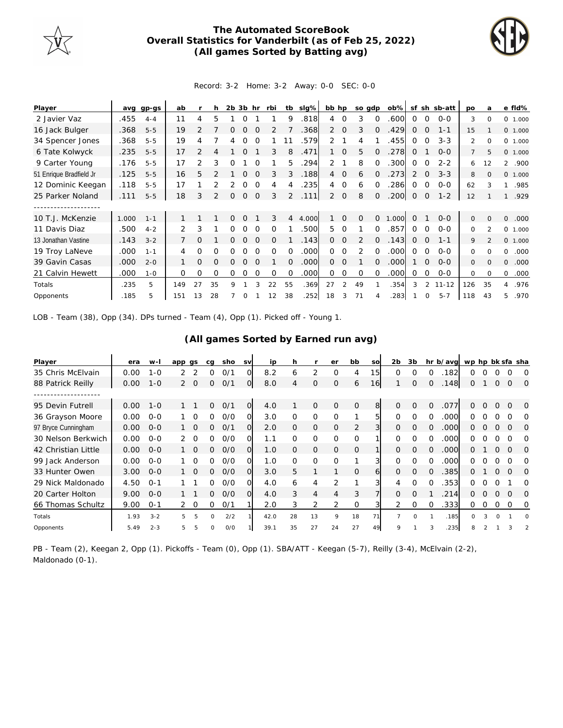# The Automated ScoreBook
## Overall Statistics for Vanderbilt (as of Feb 25, 2022)
### (All games Sorted by Batting avg)

Record: 3-2 Home: 3-2 Away: 0-0 SEC: 0-0

| Player | avg | gp-gs | ab | r | h | 2b | 3b | hr | rbi | tb | slg% | bb | hp | so | gdp | ob% | sf | sh | sb-att | po | a | e | fld% |
|---|---|---|---|---|---|---|---|---|---|---|---|---|---|---|---|---|---|---|---|---|---|---|---|
| 2 Javier Vaz | .455 | 4-4 | 11 | 4 | 5 | 1 | 0 | 1 | 1 | 9 | .818 | 4 | 0 | 3 | 0 | .600 | 0 | 0 | 0-0 | 3 | 0 | 0 | 1.000 |
| 16 Jack Bulger | .368 | 5-5 | 19 | 2 | 7 | 0 | 0 | 0 | 2 | 7 | .368 | 2 | 0 | 3 | 0 | .429 | 0 | 0 | 1-1 | 15 | 1 | 0 | 1.000 |
| 34 Spencer Jones | .368 | 5-5 | 19 | 4 | 7 | 4 | 0 | 0 | 1 | 11 | .579 | 2 | 1 | 4 | 1 | .455 | 0 | 0 | 3-3 | 2 | 0 | 0 | 1.000 |
| 6 Tate Kolwyck | .235 | 5-5 | 17 | 2 | 4 | 1 | 0 | 1 | 3 | 8 | .471 | 1 | 0 | 5 | 0 | .278 | 0 | 1 | 0-0 | 7 | 5 | 0 | 1.000 |
| 9 Carter Young | .176 | 5-5 | 17 | 2 | 3 | 0 | 1 | 0 | 1 | 5 | .294 | 2 | 1 | 8 | 0 | .300 | 0 | 0 | 2-2 | 6 | 12 | 2 | .900 |
| 51 Enrique Bradfield Jr | .125 | 5-5 | 16 | 5 | 2 | 1 | 0 | 0 | 3 | 3 | .188 | 4 | 0 | 6 | 0 | .273 | 2 | 0 | 3-3 | 8 | 0 | 0 | 1.000 |
| 12 Dominic Keegan | .118 | 5-5 | 17 | 1 | 2 | 2 | 0 | 0 | 4 | 4 | .235 | 4 | 0 | 6 | 0 | .286 | 0 | 0 | 0-0 | 62 | 3 | 1 | .985 |
| 25 Parker Noland | .111 | 5-5 | 18 | 3 | 2 | 0 | 0 | 0 | 3 | 2 | .111 | 2 | 0 | 8 | 0 | .200 | 0 | 0 | 1-2 | 12 | 1 | 1 | .929 |
| -------------------- | | | | | | | | | | | | | | | | | | | | | | | |
| 10 T.J. McKenzie | 1.000 | 1-1 | 1 | 1 | 1 | 0 | 0 | 1 | 3 | 4 | 4.000 | 1 | 0 | 0 | 0 | 1.000 | 0 | 1 | 0-0 | 0 | 0 | 0 | .000 |
| 11 Davis Diaz | .500 | 4-2 | 2 | 3 | 1 | 0 | 0 | 0 | 0 | 1 | .500 | 5 | 0 | 1 | 0 | .857 | 0 | 0 | 0-0 | 0 | 2 | 0 | 1.000 |
| 13 Jonathan Vastine | .143 | 3-2 | 7 | 0 | 1 | 0 | 0 | 0 | 0 | 1 | .143 | 0 | 0 | 2 | 0 | .143 | 0 | 0 | 1-1 | 9 | 2 | 0 | 1.000 |
| 19 Troy LaNeve | .000 | 1-1 | 4 | 0 | 0 | 0 | 0 | 0 | 0 | 0 | .000 | 0 | 0 | 2 | 0 | .000 | 0 | 0 | 0-0 | 0 | 0 | 0 | .000 |
| 39 Gavin Casas | .000 | 2-0 | 1 | 0 | 0 | 0 | 0 | 0 | 1 | 0 | .000 | 0 | 0 | 1 | 0 | .000 | 1 | 0 | 0-0 | 0 | 0 | 0 | .000 |
| 21 Calvin Hewett | .000 | 1-0 | 0 | 0 | 0 | 0 | 0 | 0 | 0 | 0 | .000 | 0 | 0 | 0 | 0 | .000 | 0 | 0 | 0-0 | 0 | 0 | 0 | .000 |
| Totals | .235 | 5 | 149 | 27 | 35 | 9 | 1 | 3 | 22 | 55 | .369 | 27 | 2 | 49 | 1 | .354 | 3 | 2 | 11-12 | 126 | 35 | 4 | .976 |
| Opponents | .185 | 5 | 151 | 13 | 28 | 7 | 0 | 1 | 12 | 38 | .252 | 18 | 3 | 71 | 4 | .283 | 1 | 0 | 5-7 | 118 | 43 | 5 | .970 |

LOB - Team (38), Opp (34). DPs turned - Team (4), Opp (1). Picked off - Young 1.

### (All games Sorted by Earned run avg)

| Player | era | w-l | app | gs | cg | sho | sv | ip | h | r | er | bb | so | 2b | 3b | hr | b/avg | wp | hp | bk | sfa | sha |
|---|---|---|---|---|---|---|---|---|---|---|---|---|---|---|---|---|---|---|---|---|---|---|
| 35 Chris McElvain | 0.00 | 1-0 | 2 | 2 | 0 | 0/1 | 0 | 8.2 | 6 | 2 | 0 | 4 | 15 | 0 | 0 | 0 | .182 | 0 | 0 | 0 | 0 | 0 |
| 88 Patrick Reilly | 0.00 | 1-0 | 2 | 0 | 0 | 0/1 | 0 | 8.0 | 4 | 0 | 0 | 6 | 16 | 1 | 0 | 0 | .148 | 0 | 1 | 0 | 0 | 0 |
| -------------------- | | | | | | | | | | | | | | | | | | | | | | |
| 95 Devin Futrell | 0.00 | 1-0 | 1 | 1 | 0 | 0/1 | 0 | 4.0 | 1 | 0 | 0 | 0 | 8 | 0 | 0 | 0 | .077 | 0 | 0 | 0 | 0 | 0 |
| 36 Grayson Moore | 0.00 | 0-0 | 1 | 0 | 0 | 0/0 | 0 | 3.0 | 0 | 0 | 0 | 1 | 5 | 0 | 0 | 0 | .000 | 0 | 0 | 0 | 0 | 0 |
| 97 Bryce Cunningham | 0.00 | 0-0 | 1 | 0 | 0 | 0/1 | 0 | 2.0 | 0 | 0 | 0 | 2 | 3 | 0 | 0 | 0 | .000 | 0 | 0 | 0 | 0 | 0 |
| 30 Nelson Berkwich | 0.00 | 0-0 | 2 | 0 | 0 | 0/0 | 0 | 1.1 | 0 | 0 | 0 | 0 | 1 | 0 | 0 | 0 | .000 | 0 | 0 | 0 | 0 | 0 |
| 42 Christian Little | 0.00 | 0-0 | 1 | 0 | 0 | 0/0 | 0 | 1.0 | 0 | 0 | 0 | 0 | 1 | 0 | 0 | 0 | .000 | 0 | 1 | 0 | 0 | 0 |
| 99 Jack Anderson | 0.00 | 0-0 | 1 | 0 | 0 | 0/0 | 0 | 1.0 | 0 | 0 | 0 | 1 | 3 | 0 | 0 | 0 | .000 | 0 | 0 | 0 | 0 | 0 |
| 33 Hunter Owen | 3.00 | 0-0 | 1 | 0 | 0 | 0/0 | 0 | 3.0 | 5 | 1 | 1 | 0 | 6 | 0 | 0 | 0 | .385 | 0 | 1 | 0 | 0 | 0 |
| 29 Nick Maldonado | 4.50 | 0-1 | 1 | 1 | 0 | 0/0 | 0 | 4.0 | 6 | 4 | 2 | 1 | 3 | 4 | 0 | 0 | .353 | 0 | 0 | 0 | 1 | 0 |
| 20 Carter Holton | 9.00 | 0-0 | 1 | 1 | 0 | 0/0 | 0 | 4.0 | 3 | 4 | 4 | 3 | 7 | 0 | 0 | 1 | .214 | 0 | 0 | 0 | 0 | 0 |
| 66 Thomas Schultz | 9.00 | 0-1 | 2 | 0 | 0 | 0/1 | 1 | 2.0 | 3 | 2 | 2 | 0 | 3 | 2 | 0 | 0 | .333 | 0 | 0 | 0 | 0 | 0 |
| Totals | 1.93 | 3-2 | 5 | 5 | 0 | 2/2 | 1 | 42.0 | 28 | 13 | 9 | 18 | 71 | 7 | 0 | 1 | .185 | 0 | 3 | 0 | 1 | 0 |
| Opponents | 5.49 | 2-3 | 5 | 5 | 0 | 0/0 | 1 | 39.1 | 35 | 27 | 24 | 27 | 49 | 9 | 1 | 3 | .235 | 8 | 2 | 1 | 3 | 2 |

PB - Team (2), Keegan 2, Opp (1). Pickoffs - Team (0), Opp (1). SBA/ATT - Keegan (5-7), Reilly (3-4), McElvain (2-2), Maldonado (0-1).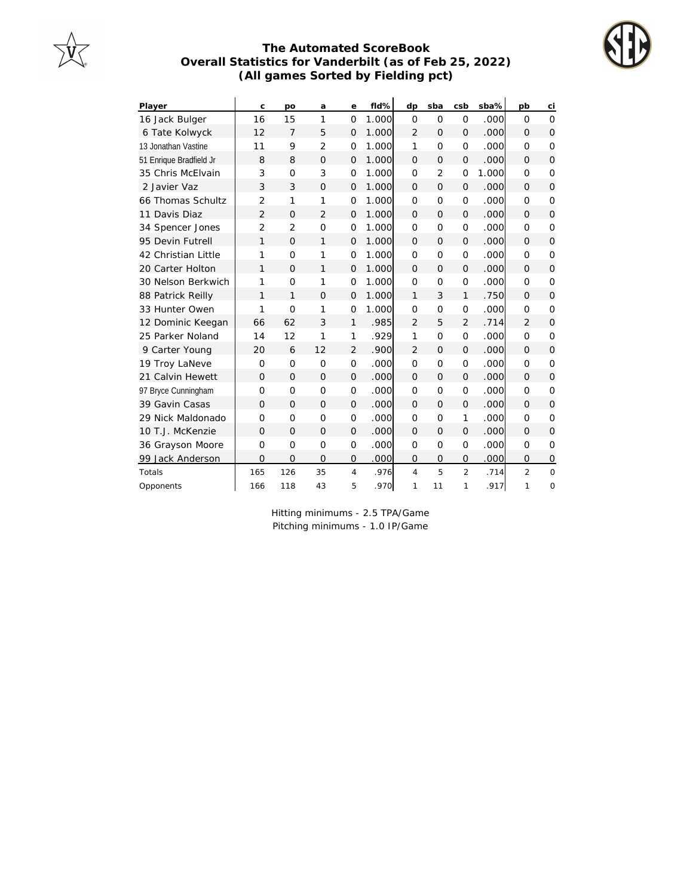# The Automated ScoreBook
## Overall Statistics for Vanderbilt (as of Feb 25, 2022)
## (All games Sorted by Fielding pct)

| Player | c | po | a | e | fld% | dp | sba | csb | sba% | pb | ci |
|---|---|---|---|---|---|---|---|---|---|---|---|
| 16 Jack Bulger | 16 | 15 | 1 | 0 | 1.000 | 0 | 0 | 0 | .000 | 0 | 0 |
| 6 Tate Kolwyck | 12 | 7 | 5 | 0 | 1.000 | 2 | 0 | 0 | .000 | 0 | 0 |
| 13 Jonathan Vastine | 11 | 9 | 2 | 0 | 1.000 | 1 | 0 | 0 | .000 | 0 | 0 |
| 51 Enrique Bradfield Jr | 8 | 8 | 0 | 0 | 1.000 | 0 | 0 | 0 | .000 | 0 | 0 |
| 35 Chris McElvain | 3 | 0 | 3 | 0 | 1.000 | 0 | 2 | 0 | 1.000 | 0 | 0 |
| 2 Javier Vaz | 3 | 3 | 0 | 0 | 1.000 | 0 | 0 | 0 | .000 | 0 | 0 |
| 66 Thomas Schultz | 2 | 1 | 1 | 0 | 1.000 | 0 | 0 | 0 | .000 | 0 | 0 |
| 11 Davis Diaz | 2 | 0 | 2 | 0 | 1.000 | 0 | 0 | 0 | .000 | 0 | 0 |
| 34 Spencer Jones | 2 | 2 | 0 | 0 | 1.000 | 0 | 0 | 0 | .000 | 0 | 0 |
| 95 Devin Futrell | 1 | 0 | 1 | 0 | 1.000 | 0 | 0 | 0 | .000 | 0 | 0 |
| 42 Christian Little | 1 | 0 | 1 | 0 | 1.000 | 0 | 0 | 0 | .000 | 0 | 0 |
| 20 Carter Holton | 1 | 0 | 1 | 0 | 1.000 | 0 | 0 | 0 | .000 | 0 | 0 |
| 30 Nelson Berkwich | 1 | 0 | 1 | 0 | 1.000 | 0 | 0 | 0 | .000 | 0 | 0 |
| 88 Patrick Reilly | 1 | 1 | 0 | 0 | 1.000 | 1 | 3 | 1 | .750 | 0 | 0 |
| 33 Hunter Owen | 1 | 0 | 1 | 0 | 1.000 | 0 | 0 | 0 | .000 | 0 | 0 |
| 12 Dominic Keegan | 66 | 62 | 3 | 1 | .985 | 2 | 5 | 2 | .714 | 2 | 0 |
| 25 Parker Noland | 14 | 12 | 1 | 1 | .929 | 1 | 0 | 0 | .000 | 0 | 0 |
| 9 Carter Young | 20 | 6 | 12 | 2 | .900 | 2 | 0 | 0 | .000 | 0 | 0 |
| 19 Troy LaNeve | 0 | 0 | 0 | 0 | .000 | 0 | 0 | 0 | .000 | 0 | 0 |
| 21 Calvin Hewett | 0 | 0 | 0 | 0 | .000 | 0 | 0 | 0 | .000 | 0 | 0 |
| 97 Bryce Cunningham | 0 | 0 | 0 | 0 | .000 | 0 | 0 | 0 | .000 | 0 | 0 |
| 39 Gavin Casas | 0 | 0 | 0 | 0 | .000 | 0 | 0 | 0 | .000 | 0 | 0 |
| 29 Nick Maldonado | 0 | 0 | 0 | 0 | .000 | 0 | 0 | 1 | .000 | 0 | 0 |
| 10 T.J. McKenzie | 0 | 0 | 0 | 0 | .000 | 0 | 0 | 0 | .000 | 0 | 0 |
| 36 Grayson Moore | 0 | 0 | 0 | 0 | .000 | 0 | 0 | 0 | .000 | 0 | 0 |
| 99 Jack Anderson | 0 | 0 | 0 | 0 | .000 | 0 | 0 | 0 | .000 | 0 | 0 |
| Totals | 165 | 126 | 35 | 4 | .976 | 4 | 5 | 2 | .714 | 2 | 0 |
| Opponents | 166 | 118 | 43 | 5 | .970 | 1 | 11 | 1 | .917 | 1 | 0 |

Hitting minimums - 2.5 TPA/Game
Pitching minimums - 1.0 IP/Game